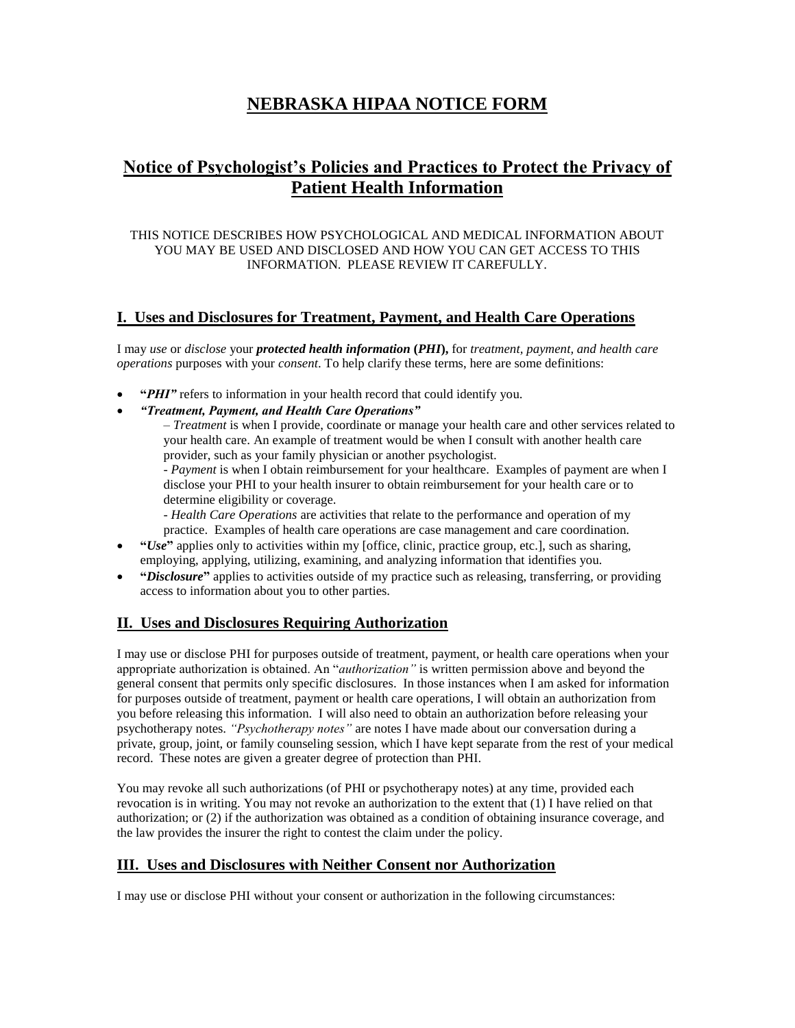# NEBRASKA HIPAA NOTICE FORM

## Notice of Psychologist's Policies and Practices to Protect the Privacy of Patient Health Information

THIS NOTICE DESCRIBES HOW PSYCHOLOGICAL AND MEDICAL INFORMATION ABOUT YOU MAY BE USED AND DISCLOSED AND HOW YOU CAN GET ACCESS TO THIS INFORMATION. PLEASE REVIEW IT CAREFULLY.

### I. Uses and Disclosures for Treatment, Payment, and Health Care Operations

I may *use* or *disclose* your ***protected health information* (*PHI*),** for *treatment, payment, and health care operations* purposes with your *consent*. To help clarify these terms, here are some definitions:

- **"*PHI"*** refers to information in your health record that could identify you.
- ***"Treatment, Payment, and Health Care Operations"***
  – *Treatment* is when I provide, coordinate or manage your health care and other services related to your health care. An example of treatment would be when I consult with another health care provider, such as your family physician or another psychologist.
  - *Payment* is when I obtain reimbursement for your healthcare. Examples of payment are when I disclose your PHI to your health insurer to obtain reimbursement for your health care or to determine eligibility or coverage.
  - *Health Care Operations* are activities that relate to the performance and operation of my practice. Examples of health care operations are case management and care coordination.
- **"*Use*"** applies only to activities within my [office, clinic, practice group, etc.], such as sharing, employing, applying, utilizing, examining, and analyzing information that identifies you.
- **"*Disclosure*"** applies to activities outside of my practice such as releasing, transferring, or providing access to information about you to other parties.

### II. Uses and Disclosures Requiring Authorization

I may use or disclose PHI for purposes outside of treatment, payment, or health care operations when your appropriate authorization is obtained. An "*authorization"* is written permission above and beyond the general consent that permits only specific disclosures. In those instances when I am asked for information for purposes outside of treatment, payment or health care operations, I will obtain an authorization from you before releasing this information. I will also need to obtain an authorization before releasing your psychotherapy notes. *"Psychotherapy notes"* are notes I have made about our conversation during a private, group, joint, or family counseling session, which I have kept separate from the rest of your medical record. These notes are given a greater degree of protection than PHI.

You may revoke all such authorizations (of PHI or psychotherapy notes) at any time, provided each revocation is in writing. You may not revoke an authorization to the extent that (1) I have relied on that authorization; or (2) if the authorization was obtained as a condition of obtaining insurance coverage, and the law provides the insurer the right to contest the claim under the policy.

### III. Uses and Disclosures with Neither Consent nor Authorization

I may use or disclose PHI without your consent or authorization in the following circumstances: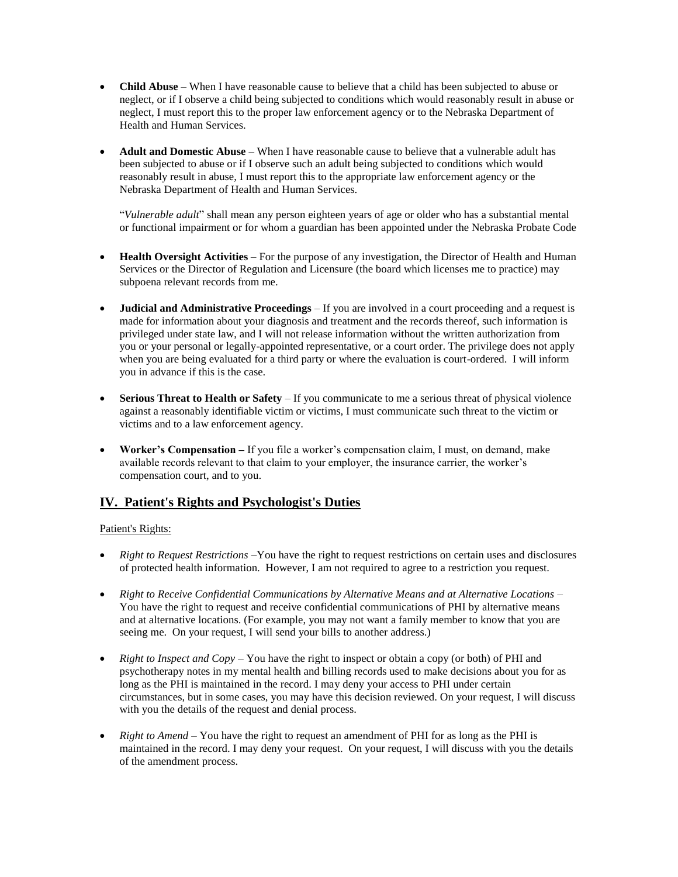- **Child Abuse** – When I have reasonable cause to believe that a child has been subjected to abuse or neglect, or if I observe a child being subjected to conditions which would reasonably result in abuse or neglect, I must report this to the proper law enforcement agency or to the Nebraska Department of Health and Human Services.

- **Adult and Domestic Abuse** – When I have reasonable cause to believe that a vulnerable adult has been subjected to abuse or if I observe such an adult being subjected to conditions which would reasonably result in abuse, I must report this to the appropriate law enforcement agency or the Nebraska Department of Health and Human Services.

  "*Vulnerable adult*" shall mean any person eighteen years of age or older who has a substantial mental or functional impairment or for whom a guardian has been appointed under the Nebraska Probate Code

- **Health Oversight Activities** – For the purpose of any investigation, the Director of Health and Human Services or the Director of Regulation and Licensure (the board which licenses me to practice) may subpoena relevant records from me.

- **Judicial and Administrative Proceedings** – If you are involved in a court proceeding and a request is made for information about your diagnosis and treatment and the records thereof, such information is privileged under state law, and I will not release information without the written authorization from you or your personal or legally-appointed representative, or a court order. The privilege does not apply when you are being evaluated for a third party or where the evaluation is court-ordered. I will inform you in advance if this is the case.

- **Serious Threat to Health or Safety** – If you communicate to me a serious threat of physical violence against a reasonably identifiable victim or victims, I must communicate such threat to the victim or victims and to a law enforcement agency.

- **Worker's Compensation –** If you file a worker's compensation claim, I must, on demand, make available records relevant to that claim to your employer, the insurance carrier, the worker's compensation court, and to you.

## IV. Patient's Rights and Psychologist's Duties

Patient's Rights:

- *Right to Request Restrictions* –You have the right to request restrictions on certain uses and disclosures of protected health information. However, I am not required to agree to a restriction you request.

- *Right to Receive Confidential Communications by Alternative Means and at Alternative Locations* – You have the right to request and receive confidential communications of PHI by alternative means and at alternative locations. (For example, you may not want a family member to know that you are seeing me. On your request, I will send your bills to another address.)

- *Right to Inspect and Copy* – You have the right to inspect or obtain a copy (or both) of PHI and psychotherapy notes in my mental health and billing records used to make decisions about you for as long as the PHI is maintained in the record. I may deny your access to PHI under certain circumstances, but in some cases, you may have this decision reviewed. On your request, I will discuss with you the details of the request and denial process.

- *Right to Amend* – You have the right to request an amendment of PHI for as long as the PHI is maintained in the record. I may deny your request. On your request, I will discuss with you the details of the amendment process.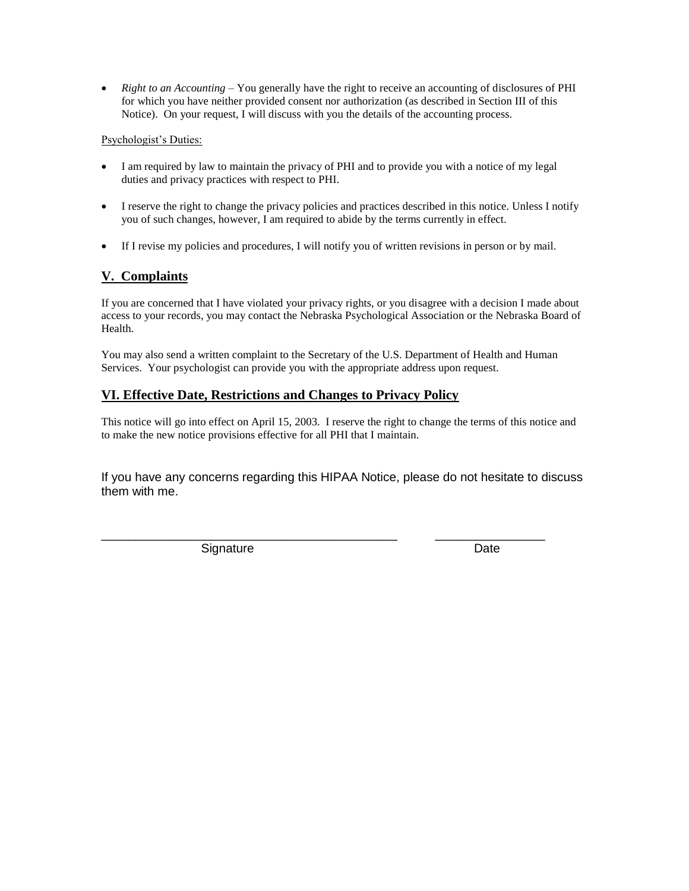- *Right to an Accounting* – You generally have the right to receive an accounting of disclosures of PHI for which you have neither provided consent nor authorization (as described in Section III of this Notice). On your request, I will discuss with you the details of the accounting process.

<u>Psychologist's Duties:</u>

- I am required by law to maintain the privacy of PHI and to provide you with a notice of my legal duties and privacy practices with respect to PHI.
- I reserve the right to change the privacy policies and practices described in this notice. Unless I notify you of such changes, however, I am required to abide by the terms currently in effect.
- If I revise my policies and procedures, I will notify you of written revisions in person or by mail.

## V. Complaints

If you are concerned that I have violated your privacy rights, or you disagree with a decision I made about access to your records, you may contact the Nebraska Psychological Association or the Nebraska Board of Health.

You may also send a written complaint to the Secretary of the U.S. Department of Health and Human Services. Your psychologist can provide you with the appropriate address upon request.

## VI. Effective Date, Restrictions and Changes to Privacy Policy

This notice will go into effect on April 15, 2003. I reserve the right to change the terms of this notice and to make the new notice provisions effective for all PHI that I maintain.

If you have any concerns regarding this HIPAA Notice, please do not hesitate to discuss them with me.

\_\_\_\_\_\_\_\_\_\_\_\_\_\_\_\_\_\_\_\_\_\_\_\_\_\_\_\_\_\_\_\_\_\_\_\_\_\_\_\_\_\_\_\_ \_\_\_\_\_\_\_\_\_\_\_\_\_\_\_\_\_

Signature Date